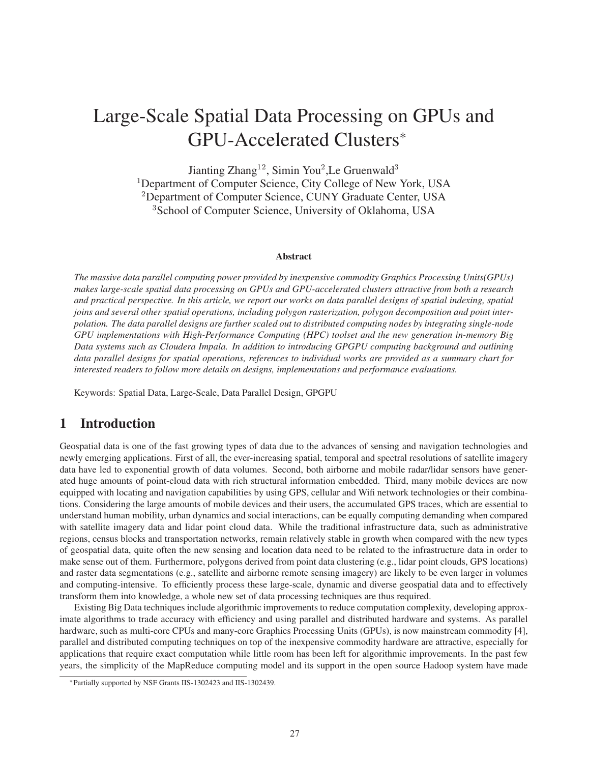# Large-Scale Spatial Data Processing on GPUs and GPU-Accelerated Clusters*

Jianting Zhang[1,2], Simin You[2], Le Gruenwald[3]

[1]Department of Computer Science, City College of New York, USA

[2]Department of Computer Science, CUNY Graduate Center, USA

[3]School of Computer Science, University of Oklahoma, USA

**Abstract**

*The massive data parallel computing power provided by inexpensive commodity Graphics Processing Units(GPUs) makes large-scale spatial data processing on GPUs and GPU-accelerated clusters attractive from both a research and practical perspective. In this article, we report our works on data parallel designs of spatial indexing, spatial joins and several other spatial operations, including polygon rasterization, polygon decomposition and point interpolation. The data parallel designs are further scaled out to distributed computing nodes by integrating single-node GPU implementations with High-Performance Computing (HPC) toolset and the new generation in-memory Big Data systems such as Cloudera Impala. In addition to introducing GPGPU computing background and outlining data parallel designs for spatial operations, references to individual works are provided as a summary chart for interested readers to follow more details on designs, implementations and performance evaluations.*

Keywords: Spatial Data, Large-Scale, Data Parallel Design, GPGPU

## 1 Introduction

Geospatial data is one of the fast growing types of data due to the advances of sensing and navigation technologies and newly emerging applications. First of all, the ever-increasing spatial, temporal and spectral resolutions of satellite imagery data have led to exponential growth of data volumes. Second, both airborne and mobile radar/lidar sensors have generated huge amounts of point-cloud data with rich structural information embedded. Third, many mobile devices are now equipped with locating and navigation capabilities by using GPS, cellular and Wifi network technologies or their combinations. Considering the large amounts of mobile devices and their users, the accumulated GPS traces, which are essential to understand human mobility, urban dynamics and social interactions, can be equally computing demanding when compared with satellite imagery data and lidar point cloud data. While the traditional infrastructure data, such as administrative regions, census blocks and transportation networks, remain relatively stable in growth when compared with the new types of geospatial data, quite often the new sensing and location data need to be related to the infrastructure data in order to make sense out of them. Furthermore, polygons derived from point data clustering (e.g., lidar point clouds, GPS locations) and raster data segmentations (e.g., satellite and airborne remote sensing imagery) are likely to be even larger in volumes and computing-intensive. To efficiently process these large-scale, dynamic and diverse geospatial data and to effectively transform them into knowledge, a whole new set of data processing techniques are thus required.

Existing Big Data techniques include algorithmic improvements to reduce computation complexity, developing approximate algorithms to trade accuracy with efficiency and using parallel and distributed hardware and systems. As parallel hardware, such as multi-core CPUs and many-core Graphics Processing Units (GPUs), is now mainstream commodity [4], parallel and distributed computing techniques on top of the inexpensive commodity hardware are attractive, especially for applications that require exact computation while little room has been left for algorithmic improvements. In the past few years, the simplicity of the MapReduce computing model and its support in the open source Hadoop system have made

*Partially supported by NSF Grants IIS-1302423 and IIS-1302439.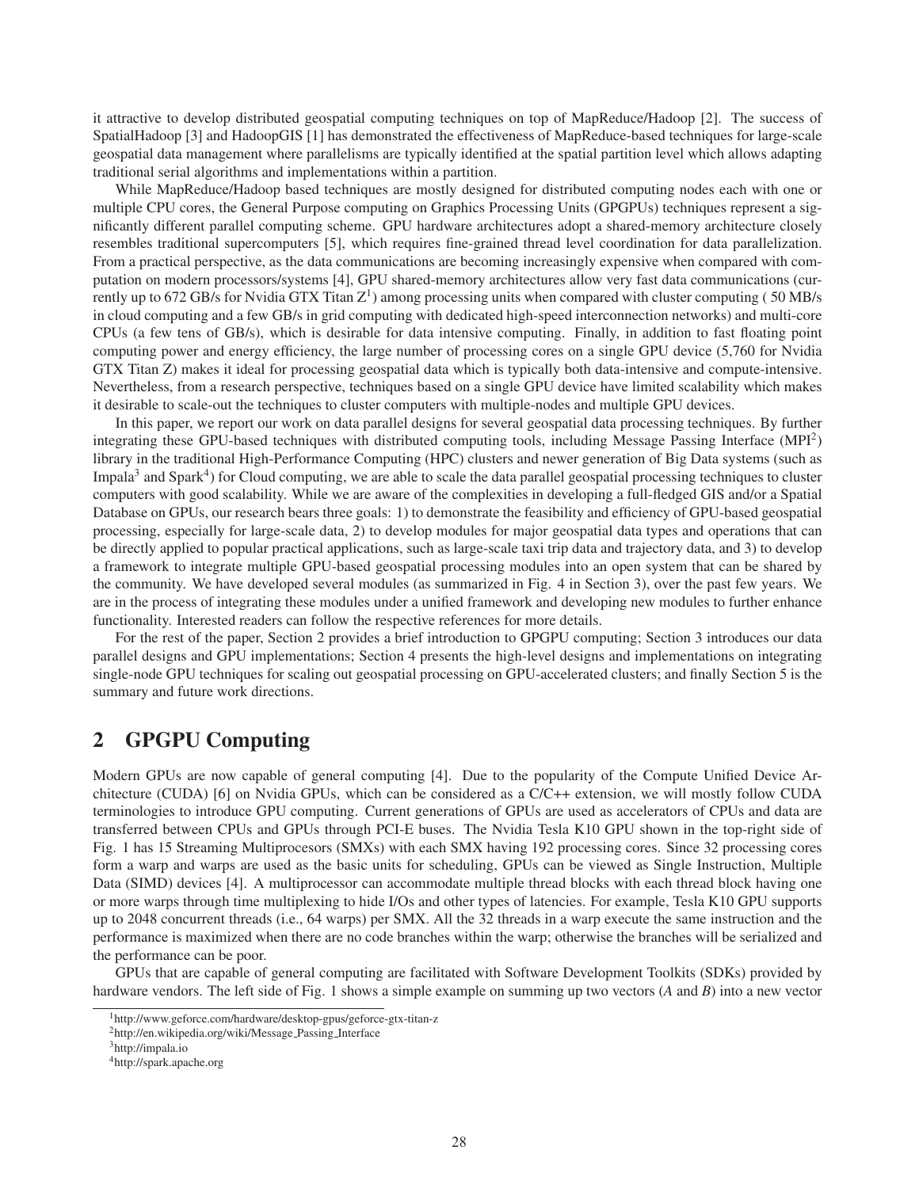it attractive to develop distributed geospatial computing techniques on top of MapReduce/Hadoop [2]. The success of SpatialHadoop [3] and HadoopGIS [1] has demonstrated the effectiveness of MapReduce-based techniques for large-scale geospatial data management where parallelisms are typically identified at the spatial partition level which allows adapting traditional serial algorithms and implementations within a partition.

While MapReduce/Hadoop based techniques are mostly designed for distributed computing nodes each with one or multiple CPU cores, the General Purpose computing on Graphics Processing Units (GPGPUs) techniques represent a significantly different parallel computing scheme. GPU hardware architectures adopt a shared-memory architecture closely resembles traditional supercomputers [5], which requires fine-grained thread level coordination for data parallelization. From a practical perspective, as the data communications are becoming increasingly expensive when compared with computation on modern processors/systems [4], GPU shared-memory architectures allow very fast data communications (currently up to 672 GB/s for Nvidia GTX Titan Z[1]) among processing units when compared with cluster computing ( 50 MB/s in cloud computing and a few GB/s in grid computing with dedicated high-speed interconnection networks) and multi-core CPUs (a few tens of GB/s), which is desirable for data intensive computing. Finally, in addition to fast floating point computing power and energy efficiency, the large number of processing cores on a single GPU device (5,760 for Nvidia GTX Titan Z) makes it ideal for processing geospatial data which is typically both data-intensive and compute-intensive. Nevertheless, from a research perspective, techniques based on a single GPU device have limited scalability which makes it desirable to scale-out the techniques to cluster computers with multiple-nodes and multiple GPU devices.

In this paper, we report our work on data parallel designs for several geospatial data processing techniques. By further integrating these GPU-based techniques with distributed computing tools, including Message Passing Interface (MPI[2]) library in the traditional High-Performance Computing (HPC) clusters and newer generation of Big Data systems (such as Impala[3] and Spark[4]) for Cloud computing, we are able to scale the data parallel geospatial processing techniques to cluster computers with good scalability. While we are aware of the complexities in developing a full-fledged GIS and/or a Spatial Database on GPUs, our research bears three goals: 1) to demonstrate the feasibility and efficiency of GPU-based geospatial processing, especially for large-scale data, 2) to develop modules for major geospatial data types and operations that can be directly applied to popular practical applications, such as large-scale taxi trip data and trajectory data, and 3) to develop a framework to integrate multiple GPU-based geospatial processing modules into an open system that can be shared by the community. We have developed several modules (as summarized in Fig. 4 in Section 3), over the past few years. We are in the process of integrating these modules under a unified framework and developing new modules to further enhance functionality. Interested readers can follow the respective references for more details.

For the rest of the paper, Section 2 provides a brief introduction to GPGPU computing; Section 3 introduces our data parallel designs and GPU implementations; Section 4 presents the high-level designs and implementations on integrating single-node GPU techniques for scaling out geospatial processing on GPU-accelerated clusters; and finally Section 5 is the summary and future work directions.

## 2 GPGPU Computing

Modern GPUs are now capable of general computing [4]. Due to the popularity of the Compute Unified Device Architecture (CUDA) [6] on Nvidia GPUs, which can be considered as a C/C++ extension, we will mostly follow CUDA terminologies to introduce GPU computing. Current generations of GPUs are used as accelerators of CPUs and data are transferred between CPUs and GPUs through PCI-E buses. The Nvidia Tesla K10 GPU shown in the top-right side of Fig. 1 has 15 Streaming Multiprocesors (SMXs) with each SMX having 192 processing cores. Since 32 processing cores form a warp and warps are used as the basic units for scheduling, GPUs can be viewed as Single Instruction, Multiple Data (SIMD) devices [4]. A multiprocessor can accommodate multiple thread blocks with each thread block having one or more warps through time multiplexing to hide I/Os and other types of latencies. For example, Tesla K10 GPU supports up to 2048 concurrent threads (i.e., 64 warps) per SMX. All the 32 threads in a warp execute the same instruction and the performance is maximized when there are no code branches within the warp; otherwise the branches will be serialized and the performance can be poor.

GPUs that are capable of general computing are facilitated with Software Development Toolkits (SDKs) provided by hardware vendors. The left side of Fig. 1 shows a simple example on summing up two vectors (*A* and *B*) into a new vector

[1] http://www.geforce.com/hardware/desktop-gpus/geforce-gtx-titan-z

[2] http://en.wikipedia.org/wiki/Message_Passing_Interface

[3] http://impala.io

[4] http://spark.apache.org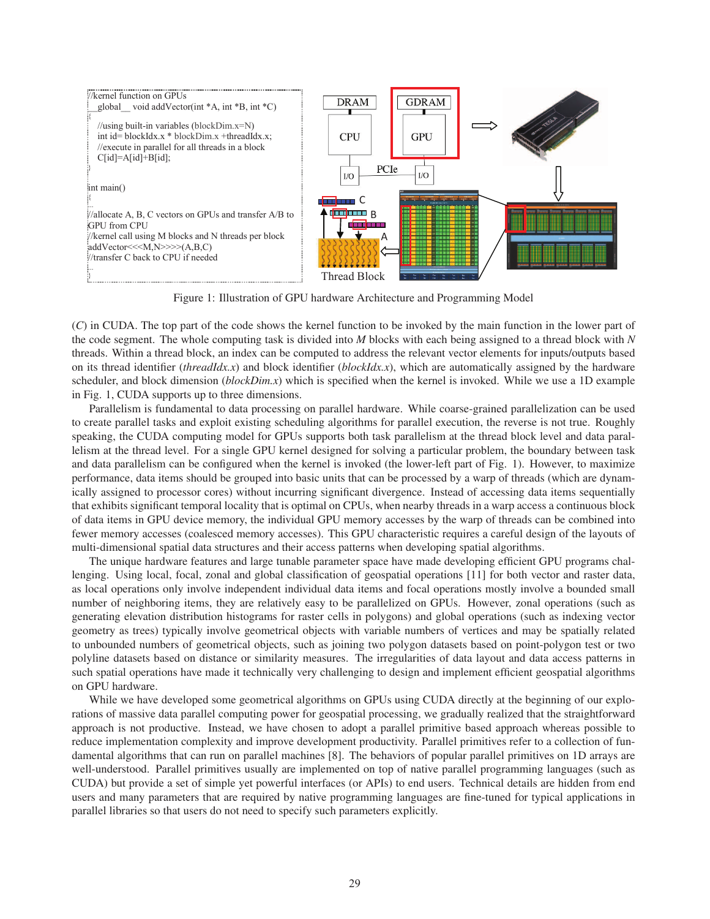```
//kernel function on GPUs
__global__ void addVector(int *A, int *B, int *C)
{
    //using built-in variables (blockDim.x=N)
    int id= blockIdx.x * blockDim.x +threadIdx.x;
    //execute in parallel for all threads in a block
    C[id]=A[id]+B[id];
}

int main()
{
...
//allocate A, B, C vectors on GPUs and transfer A/B to
GPU from CPU
//kernel call using M blocks and N threads per block
addVector<<<M,N>>>>(A,B,C)
//transfer C back to CPU if needed
...
}
```

DRAM

CPU

I/O

PCIe

GDRAM

GPU

I/O

C

B

A

Thread Block

Figure 1: Illustration of GPU hardware Architecture and Programming Model

(*C*) in CUDA. The top part of the code shows the kernel function to be invoked by the main function in the lower part of the code segment. The whole computing task is divided into *M* blocks with each being assigned to a thread block with *N* threads. Within a thread block, an index can be computed to address the relevant vector elements for inputs/outputs based on its thread identifier (*threadIdx.x*) and block identifier (*blockIdx.x*), which are automatically assigned by the hardware scheduler, and block dimension (*blockDim.x*) which is specified when the kernel is invoked. While we use a 1D example in Fig. 1, CUDA supports up to three dimensions.

Parallelism is fundamental to data processing on parallel hardware. While coarse-grained parallelization can be used to create parallel tasks and exploit existing scheduling algorithms for parallel execution, the reverse is not true. Roughly speaking, the CUDA computing model for GPUs supports both task parallelism at the thread block level and data parallelism at the thread level. For a single GPU kernel designed for solving a particular problem, the boundary between task and data parallelism can be configured when the kernel is invoked (the lower-left part of Fig. 1). However, to maximize performance, data items should be grouped into basic units that can be processed by a warp of threads (which are dynamically assigned to processor cores) without incurring significant divergence. Instead of accessing data items sequentially that exhibits significant temporal locality that is optimal on CPUs, when nearby threads in a warp access a continuous block of data items in GPU device memory, the individual GPU memory accesses by the warp of threads can be combined into fewer memory accesses (coalesced memory accesses). This GPU characteristic requires a careful design of the layouts of multi-dimensional spatial data structures and their access patterns when developing spatial algorithms.

The unique hardware features and large tunable parameter space have made developing efficient GPU programs challenging. Using local, focal, zonal and global classification of geospatial operations [11] for both vector and raster data, as local operations only involve independent individual data items and focal operations mostly involve a bounded small number of neighboring items, they are relatively easy to be parallelized on GPUs. However, zonal operations (such as generating elevation distribution histograms for raster cells in polygons) and global operations (such as indexing vector geometry as trees) typically involve geometrical objects with variable numbers of vertices and may be spatially related to unbounded numbers of geometrical objects, such as joining two polygon datasets based on point-polygon test or two polyline datasets based on distance or similarity measures. The irregularities of data layout and data access patterns in such spatial operations have made it technically very challenging to design and implement efficient geospatial algorithms on GPU hardware.

While we have developed some geometrical algorithms on GPUs using CUDA directly at the beginning of our explorations of massive data parallel computing power for geospatial processing, we gradually realized that the straightforward approach is not productive. Instead, we have chosen to adopt a parallel primitive based approach whereas possible to reduce implementation complexity and improve development productivity. Parallel primitives refer to a collection of fundamental algorithms that can run on parallel machines [8]. The behaviors of popular parallel primitives on 1D arrays are well-understood. Parallel primitives usually are implemented on top of native parallel programming languages (such as CUDA) but provide a set of simple yet powerful interfaces (or APIs) to end users. Technical details are hidden from end users and many parameters that are required by native programming languages are fine-tuned for typical applications in parallel libraries so that users do not need to specify such parameters explicitly.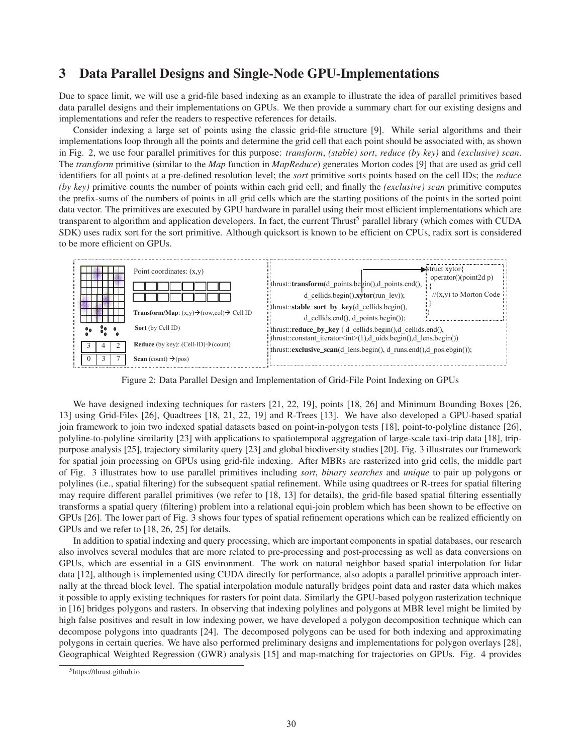## 3 Data Parallel Designs and Single-Node GPU-Implementations

Due to space limit, we will use a grid-file based indexing as an example to illustrate the idea of parallel primitives based data parallel designs and their implementations on GPUs. We then provide a summary chart for our existing designs and implementations and refer the readers to respective references for details.

Consider indexing a large set of points using the classic grid-file structure [9]. While serial algorithms and their implementations loop through all the points and determine the grid cell that each point should be associated with, as shown in Fig. 2, we use four parallel primitives for this purpose: *transform*, *(stable) sort*, *reduce (by key)* and *(exclusive) scan*. The *transform* primitive (similar to the *Map* function in *MapReduce*) generates Morton codes [9] that are used as grid cell identifiers for all points at a pre-defined resolution level; the *sort* primitive sorts points based on the cell IDs; the *reduce (by key)* primitive counts the number of points within each grid cell; and finally the *(exclusive) scan* primitive computes the prefix-sums of the numbers of points in all grid cells which are the starting positions of the points in the sorted point data vector. The primitives are executed by GPU hardware in parallel using their most efficient implementations which are transparent to algorithm and application developers. In fact, the current Thrust[5] parallel library (which comes with CUDA SDK) uses radix sort for the sort primitive. Although quicksort is known to be efficient on CPUs, radix sort is considered to be more efficient on GPUs.

Point coordinates: (x,y)

**Transform/Map**: (x,y)→(row,col)→ Cell ID

**Sort** (by Cell ID)

| 3 | 4 | 2 |
|---|---|---|

**Reduce** (by key): (Cell-ID)→(count)

| 0 | 3 | 7 |
|---|---|---|

**Scan** (count) →(pos)

```
thrust::transform(d_points.begin(),d_points.end(),
        d_cellids.begin(),xytor(run_lev));
thrust::stable_sort_by_key(d_cellids.begin(),
        d_cellids.end(), d_points.begin());
thrust::reduce_by_key ( d_cellids.begin(),d_cellids.end(),
thrust::constant_iterator<int>(1),d_uids.begin(),d_lens.begin())
thrust::exclusive_scan(d_lens.begin(), d_runs.end(),d_pos.ebgin());

struct xytor{
  operator()(point2d p)
  {
    //(x,y) to Morton Code
  }
}
```

Figure 2: Data Parallel Design and Implementation of Grid-File Point Indexing on GPUs

We have designed indexing techniques for rasters [21, 22, 19], points [18, 26] and Minimum Bounding Boxes [26, 13] using Grid-Files [26], Quadtrees [18, 21, 22, 19] and R-Trees [13]. We have also developed a GPU-based spatial join framework to join two indexed spatial datasets based on point-in-polygon tests [18], point-to-polyline distance [26], polyline-to-polyline similarity [23] with applications to spatiotemporal aggregation of large-scale taxi-trip data [18], trip-purpose analysis [25], trajectory similarity query [23] and global biodiversity studies [20]. Fig. 3 illustrates our framework for spatial join processing on GPUs using grid-file indexing. After MBRs are rasterized into grid cells, the middle part of Fig. 3 illustrates how to use parallel primitives including *sort*, *binary searches* and *unique* to pair up polygons or polylines (i.e., spatial filtering) for the subsequent spatial refinement. While using quadtrees or R-trees for spatial filtering may require different parallel primitives (we refer to [18, 13] for details), the grid-file based spatial filtering essentially transforms a spatial query (filtering) problem into a relational equi-join problem which has been shown to be effective on GPUs [26]. The lower part of Fig. 3 shows four types of spatial refinement operations which can be realized efficiently on GPUs and we refer to [18, 26, 25] for details.

In addition to spatial indexing and query processing, which are important components in spatial databases, our research also involves several modules that are more related to pre-processing and post-processing as well as data conversions on GPUs, which are essential in a GIS environment. The work on natural neighbor based spatial interpolation for lidar data [12], although is implemented using CUDA directly for performance, also adopts a parallel primitive approach internally at the thread block level. The spatial interpolation module naturally bridges point data and raster data which makes it possible to apply existing techniques for rasters for point data. Similarly the GPU-based polygon rasterization technique in [16] bridges polygons and rasters. In observing that indexing polylines and polygons at MBR level might be limited by high false positives and result in low indexing power, we have developed a polygon decomposition technique which can decompose polygons into quadrants [24]. The decomposed polygons can be used for both indexing and approximating polygons in certain queries. We have also performed preliminary designs and implementations for polygon overlays [28], Geographical Weighted Regression (GWR) analysis [15] and map-matching for trajectories on GPUs. Fig. 4 provides

[5]https://thrust.github.io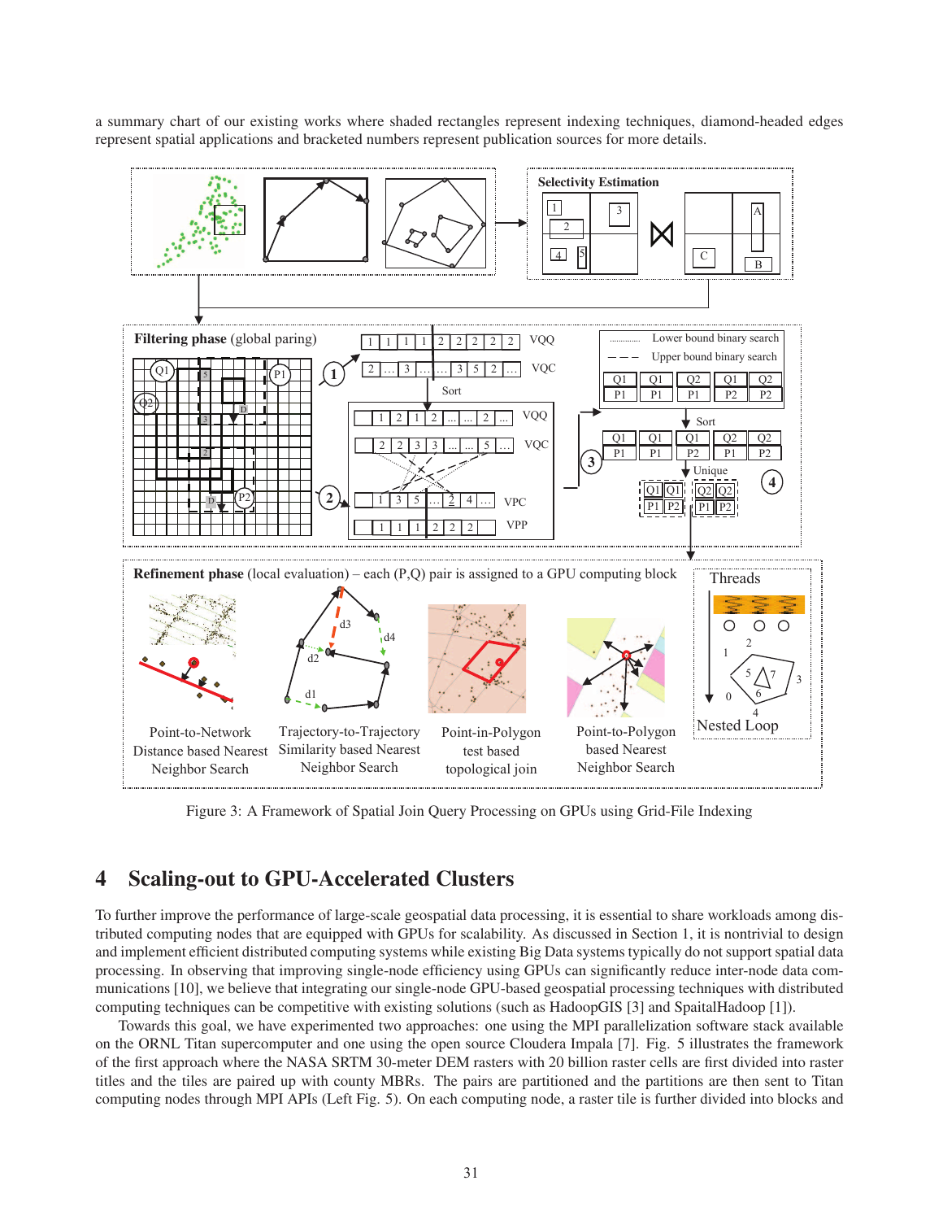a summary chart of our existing works where shaded rectangles represent indexing techniques, diamond-headed edges represent spatial applications and bracketed numbers represent publication sources for more details.

Figure 3: A Framework of Spatial Join Query Processing on GPUs using Grid-File Indexing

## 4 Scaling-out to GPU-Accelerated Clusters

To further improve the performance of large-scale geospatial data processing, it is essential to share workloads among distributed computing nodes that are equipped with GPUs for scalability. As discussed in Section 1, it is nontrivial to design and implement efficient distributed computing systems while existing Big Data systems typically do not support spatial data processing. In observing that improving single-node efficiency using GPUs can significantly reduce inter-node data communications [10], we believe that integrating our single-node GPU-based geospatial processing techniques with distributed computing techniques can be competitive with existing solutions (such as HadoopGIS [3] and SpaitalHadoop [1]).

Towards this goal, we have experimented two approaches: one using the MPI parallelization software stack available on the ORNL Titan supercomputer and one using the open source Cloudera Impala [7]. Fig. 5 illustrates the framework of the first approach where the NASA SRTM 30-meter DEM rasters with 20 billion raster cells are first divided into raster titles and the tiles are paired up with county MBRs. The pairs are partitioned and the partitions are then sent to Titan computing nodes through MPI APIs (Left Fig. 5). On each computing node, a raster tile is further divided into blocks and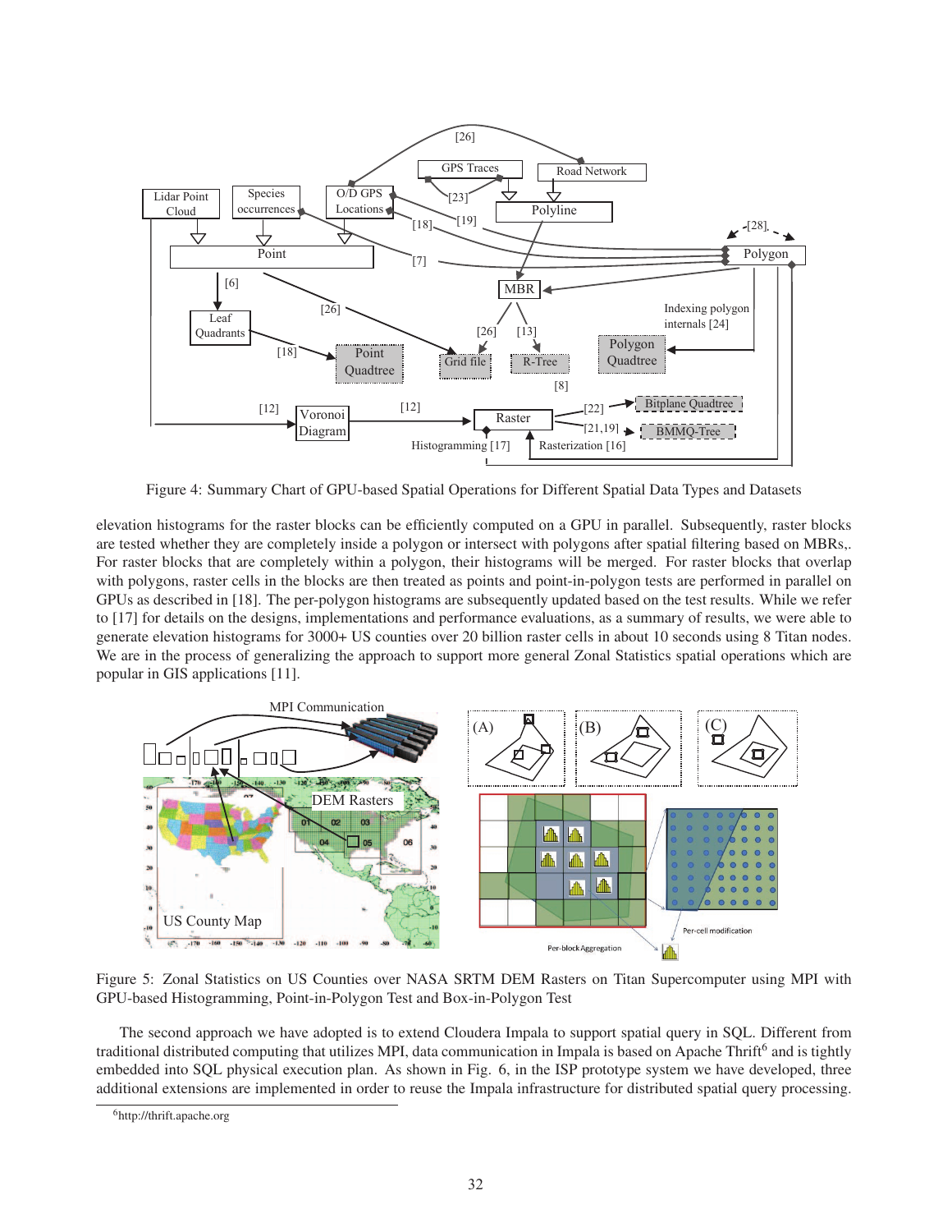Figure 4: Summary Chart of GPU-based Spatial Operations for Different Spatial Data Types and Datasets

elevation histograms for the raster blocks can be efficiently computed on a GPU in parallel. Subsequently, raster blocks are tested whether they are completely inside a polygon or intersect with polygons after spatial filtering based on MBRs,. For raster blocks that are completely within a polygon, their histograms will be merged. For raster blocks that overlap with polygons, raster cells in the blocks are then treated as points and point-in-polygon tests are performed in parallel on GPUs as described in [18]. The per-polygon histograms are subsequently updated based on the test results. While we refer to [17] for details on the designs, implementations and performance evaluations, as a summary of results, we were able to generate elevation histograms for 3000+ US counties over 20 billion raster cells in about 10 seconds using 8 Titan nodes. We are in the process of generalizing the approach to support more general Zonal Statistics spatial operations which are popular in GIS applications [11].

Figure 5: Zonal Statistics on US Counties over NASA SRTM DEM Rasters on Titan Supercomputer using MPI with GPU-based Histogramming, Point-in-Polygon Test and Box-in-Polygon Test

The second approach we have adopted is to extend Cloudera Impala to support spatial query in SQL. Different from traditional distributed computing that utilizes MPI, data communication in Impala is based on Apache Thrift[6] and is tightly embedded into SQL physical execution plan. As shown in Fig. 6, in the ISP prototype system we have developed, three additional extensions are implemented in order to reuse the Impala infrastructure for distributed spatial query processing.

[6] http://thrift.apache.org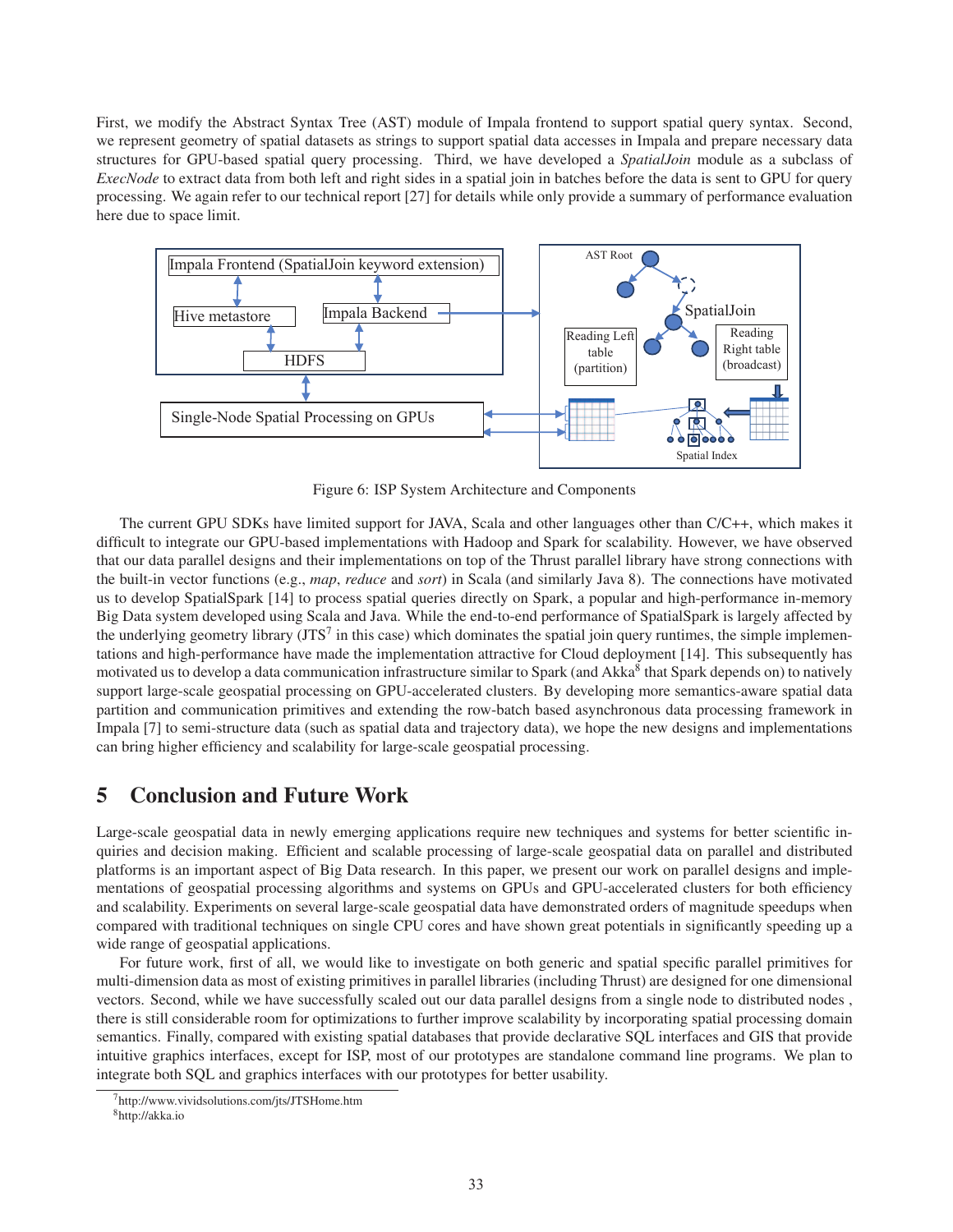First, we modify the Abstract Syntax Tree (AST) module of Impala frontend to support spatial query syntax. Second, we represent geometry of spatial datasets as strings to support spatial data accesses in Impala and prepare necessary data structures for GPU-based spatial query processing. Third, we have developed a *SpatialJoin* module as a subclass of *ExecNode* to extract data from both left and right sides in a spatial join in batches before the data is sent to GPU for query processing. We again refer to our technical report [27] for details while only provide a summary of performance evaluation here due to space limit.

Impala Frontend (SpatialJoin keyword extension)

Hive metastore

Impala Backend

HDFS

Single-Node Spatial Processing on GPUs

AST Root

SpatialJoin

Reading Left table (partition)

Reading Right table (broadcast)

Spatial Index

Figure 6: ISP System Architecture and Components

The current GPU SDKs have limited support for JAVA, Scala and other languages other than C/C++, which makes it difficult to integrate our GPU-based implementations with Hadoop and Spark for scalability. However, we have observed that our data parallel designs and their implementations on top of the Thrust parallel library have strong connections with the built-in vector functions (e.g., *map*, *reduce* and *sort*) in Scala (and similarly Java 8). The connections have motivated us to develop SpatialSpark [14] to process spatial queries directly on Spark, a popular and high-performance in-memory Big Data system developed using Scala and Java. While the end-to-end performance of SpatialSpark is largely affected by the underlying geometry library (JTS[7] in this case) which dominates the spatial join query runtimes, the simple implementations and high-performance have made the implementation attractive for Cloud deployment [14]. This subsequently has motivated us to develop a data communication infrastructure similar to Spark (and Akka[8] that Spark depends on) to natively support large-scale geospatial processing on GPU-accelerated clusters. By developing more semantics-aware spatial data partition and communication primitives and extending the row-batch based asynchronous data processing framework in Impala [7] to semi-structure data (such as spatial data and trajectory data), we hope the new designs and implementations can bring higher efficiency and scalability for large-scale geospatial processing.

# 5 Conclusion and Future Work

Large-scale geospatial data in newly emerging applications require new techniques and systems for better scientific inquiries and decision making. Efficient and scalable processing of large-scale geospatial data on parallel and distributed platforms is an important aspect of Big Data research. In this paper, we present our work on parallel designs and implementations of geospatial processing algorithms and systems on GPUs and GPU-accelerated clusters for both efficiency and scalability. Experiments on several large-scale geospatial data have demonstrated orders of magnitude speedups when compared with traditional techniques on single CPU cores and have shown great potentials in significantly speeding up a wide range of geospatial applications.

For future work, first of all, we would like to investigate on both generic and spatial specific parallel primitives for multi-dimension data as most of existing primitives in parallel libraries (including Thrust) are designed for one dimensional vectors. Second, while we have successfully scaled out our data parallel designs from a single node to distributed nodes , there is still considerable room for optimizations to further improve scalability by incorporating spatial processing domain semantics. Finally, compared with existing spatial databases that provide declarative SQL interfaces and GIS that provide intuitive graphics interfaces, except for ISP, most of our prototypes are standalone command line programs. We plan to integrate both SQL and graphics interfaces with our prototypes for better usability.

[7] http://www.vividsolutions.com/jts/JTSHome.htm
[8] http://akka.io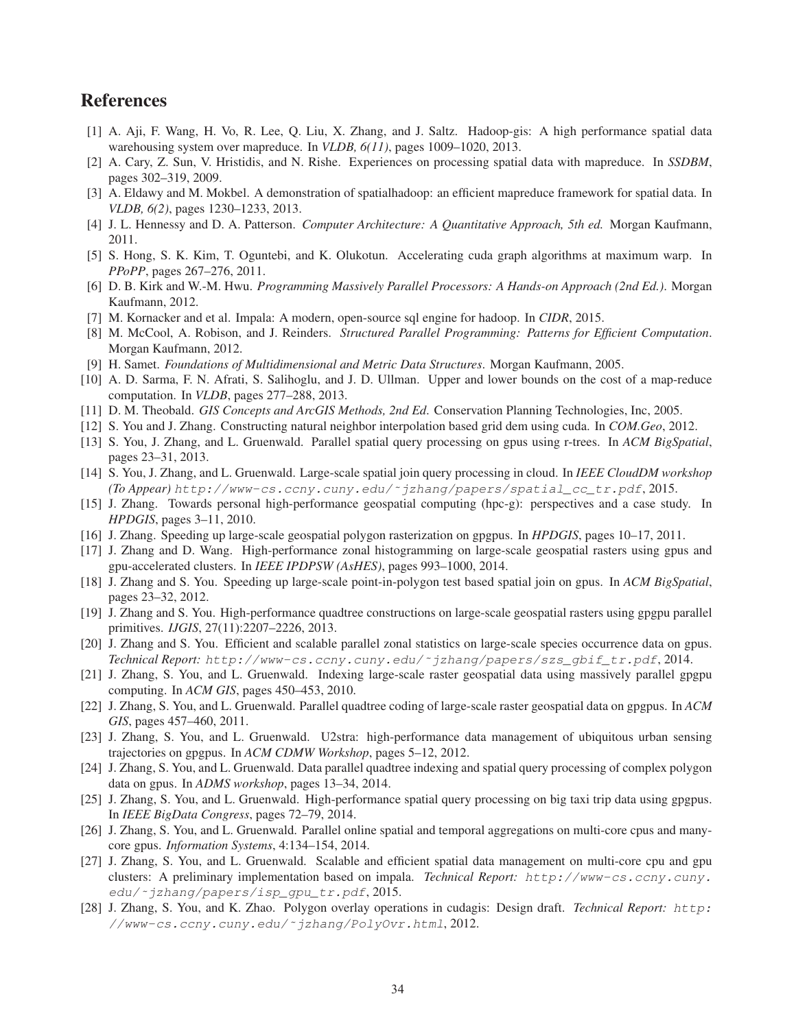## References

[1] A. Aji, F. Wang, H. Vo, R. Lee, Q. Liu, X. Zhang, and J. Saltz. Hadoop-gis: A high performance spatial data warehousing system over mapreduce. In *VLDB, 6(11)*, pages 1009–1020, 2013.

[2] A. Cary, Z. Sun, V. Hristidis, and N. Rishe. Experiences on processing spatial data with mapreduce. In *SSDBM*, pages 302–319, 2009.

[3] A. Eldawy and M. Mokbel. A demonstration of spatialhadoop: an efficient mapreduce framework for spatial data. In *VLDB, 6(2)*, pages 1230–1233, 2013.

[4] J. L. Hennessy and D. A. Patterson. *Computer Architecture: A Quantitative Approach, 5th ed.* Morgan Kaufmann, 2011.

[5] S. Hong, S. K. Kim, T. Oguntebi, and K. Olukotun. Accelerating cuda graph algorithms at maximum warp. In *PPoPP*, pages 267–276, 2011.

[6] D. B. Kirk and W.-M. Hwu. *Programming Massively Parallel Processors: A Hands-on Approach (2nd Ed.)*. Morgan Kaufmann, 2012.

[7] M. Kornacker and et al. Impala: A modern, open-source sql engine for hadoop. In *CIDR*, 2015.

[8] M. McCool, A. Robison, and J. Reinders. *Structured Parallel Programming: Patterns for Efficient Computation*. Morgan Kaufmann, 2012.

[9] H. Samet. *Foundations of Multidimensional and Metric Data Structures*. Morgan Kaufmann, 2005.

[10] A. D. Sarma, F. N. Afrati, S. Salihoglu, and J. D. Ullman. Upper and lower bounds on the cost of a map-reduce computation. In *VLDB*, pages 277–288, 2013.

[11] D. M. Theobald. *GIS Concepts and ArcGIS Methods, 2nd Ed.* Conservation Planning Technologies, Inc, 2005.

[12] S. You and J. Zhang. Constructing natural neighbor interpolation based grid dem using cuda. In *COM.Geo*, 2012.

[13] S. You, J. Zhang, and L. Gruenwald. Parallel spatial query processing on gpus using r-trees. In *ACM BigSpatial*, pages 23–31, 2013.

[14] S. You, J. Zhang, and L. Gruenwald. Large-scale spatial join query processing in cloud. In *IEEE CloudDM workshop (To Appear)* `http://www-cs.ccny.cuny.edu/~jzhang/papers/spatial_cc_tr.pdf`, 2015.

[15] J. Zhang. Towards personal high-performance geospatial computing (hpc-g): perspectives and a case study. In *HPDGIS*, pages 3–11, 2010.

[16] J. Zhang. Speeding up large-scale geospatial polygon rasterization on gpgpus. In *HPDGIS*, pages 10–17, 2011.

[17] J. Zhang and D. Wang. High-performance zonal histogramming on large-scale geospatial rasters using gpus and gpu-accelerated clusters. In *IEEE IPDPSW (AsHES)*, pages 993–1000, 2014.

[18] J. Zhang and S. You. Speeding up large-scale point-in-polygon test based spatial join on gpus. In *ACM BigSpatial*, pages 23–32, 2012.

[19] J. Zhang and S. You. High-performance quadtree constructions on large-scale geospatial rasters using gpgpu parallel primitives. *IJGIS*, 27(11):2207–2226, 2013.

[20] J. Zhang and S. You. Efficient and scalable parallel zonal statistics on large-scale species occurrence data on gpus. *Technical Report:* `http://www-cs.ccny.cuny.edu/~jzhang/papers/szs_gbif_tr.pdf`, 2014.

[21] J. Zhang, S. You, and L. Gruenwald. Indexing large-scale raster geospatial data using massively parallel gpgpu computing. In *ACM GIS*, pages 450–453, 2010.

[22] J. Zhang, S. You, and L. Gruenwald. Parallel quadtree coding of large-scale raster geospatial data on gpgpus. In *ACM GIS*, pages 457–460, 2011.

[23] J. Zhang, S. You, and L. Gruenwald. U2stra: high-performance data management of ubiquitous urban sensing trajectories on gpgpus. In *ACM CDMW Workshop*, pages 5–12, 2012.

[24] J. Zhang, S. You, and L. Gruenwald. Data parallel quadtree indexing and spatial query processing of complex polygon data on gpus. In *ADMS workshop*, pages 13–34, 2014.

[25] J. Zhang, S. You, and L. Gruenwald. High-performance spatial query processing on big taxi trip data using gpgpus. In *IEEE BigData Congress*, pages 72–79, 2014.

[26] J. Zhang, S. You, and L. Gruenwald. Parallel online spatial and temporal aggregations on multi-core cpus and many-core gpus. *Information Systems*, 4:134–154, 2014.

[27] J. Zhang, S. You, and L. Gruenwald. Scalable and efficient spatial data management on multi-core cpu and gpu clusters: A preliminary implementation based on impala. *Technical Report:* `http://www-cs.ccny.cuny.edu/~jzhang/papers/isp_gpu_tr.pdf`, 2015.

[28] J. Zhang, S. You, and K. Zhao. Polygon overlay operations in cudagis: Design draft. *Technical Report:* `http://www-cs.ccny.cuny.edu/~jzhang/PolyOvr.html`, 2012.